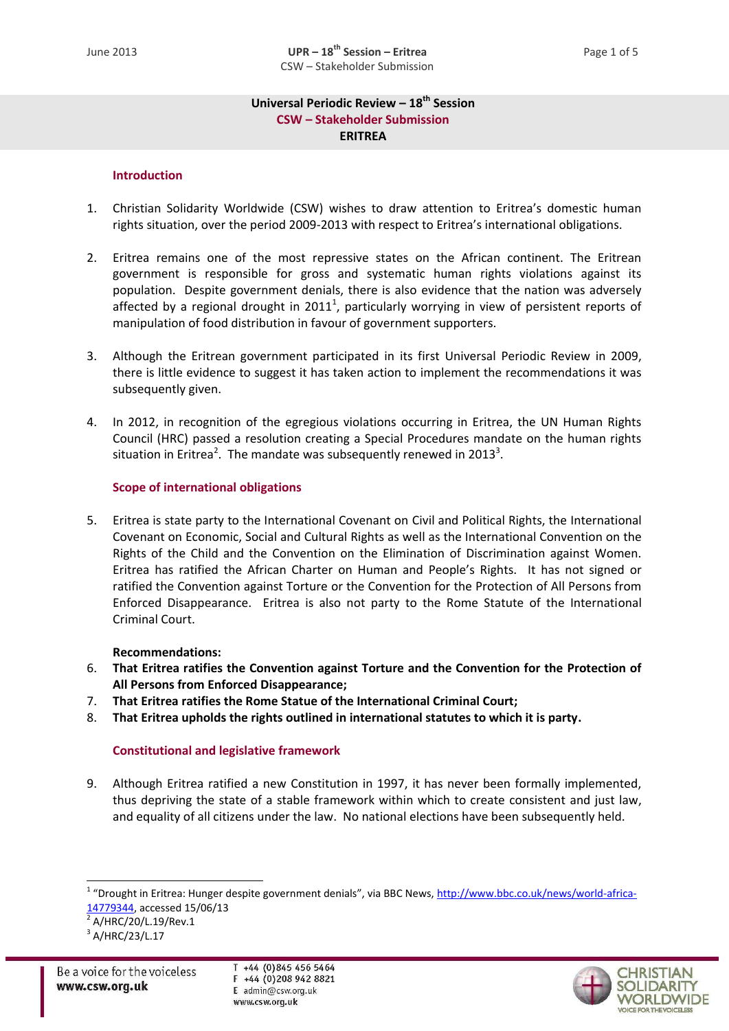# Universal Periodic Review – 18th Session

## CSW – Stakeholder Submission

## ERITREA

### Introduction

1. Christian Solidarity Worldwide (CSW) wishes to draw attention to Eritrea's domestic human rights situation, over the period 2009-2013 with respect to Eritrea's international obligations.

2. Eritrea remains one of the most repressive states on the African continent. The Eritrean government is responsible for gross and systematic human rights violations against its population. Despite government denials, there is also evidence that the nation was adversely affected by a regional drought in 2011[1], particularly worrying in view of persistent reports of manipulation of food distribution in favour of government supporters.

3. Although the Eritrean government participated in its first Universal Periodic Review in 2009, there is little evidence to suggest it has taken action to implement the recommendations it was subsequently given.

4. In 2012, in recognition of the egregious violations occurring in Eritrea, the UN Human Rights Council (HRC) passed a resolution creating a Special Procedures mandate on the human rights situation in Eritrea[2]. The mandate was subsequently renewed in 2013[3].

### Scope of international obligations

5. Eritrea is state party to the International Covenant on Civil and Political Rights, the International Covenant on Economic, Social and Cultural Rights as well as the International Convention on the Rights of the Child and the Convention on the Elimination of Discrimination against Women. Eritrea has ratified the African Charter on Human and People's Rights. It has not signed or ratified the Convention against Torture or the Convention for the Protection of All Persons from Enforced Disappearance. Eritrea is also not party to the Rome Statute of the International Criminal Court.

**Recommendations:**

6. **That Eritrea ratifies the Convention against Torture and the Convention for the Protection of All Persons from Enforced Disappearance;**
7. **That Eritrea ratifies the Rome Statue of the International Criminal Court;**
8. **That Eritrea upholds the rights outlined in international statutes to which it is party.**

### Constitutional and legislative framework

9. Although Eritrea ratified a new Constitution in 1997, it has never been formally implemented, thus depriving the state of a stable framework within which to create consistent and just law, and equality of all citizens under the law. No national elections have been subsequently held.

---

[1] "Drought in Eritrea: Hunger despite government denials", via BBC News, http://www.bbc.co.uk/news/world-africa-14779344, accessed 15/06/13

[2] A/HRC/20/L.19/Rev.1

[3] A/HRC/23/L.17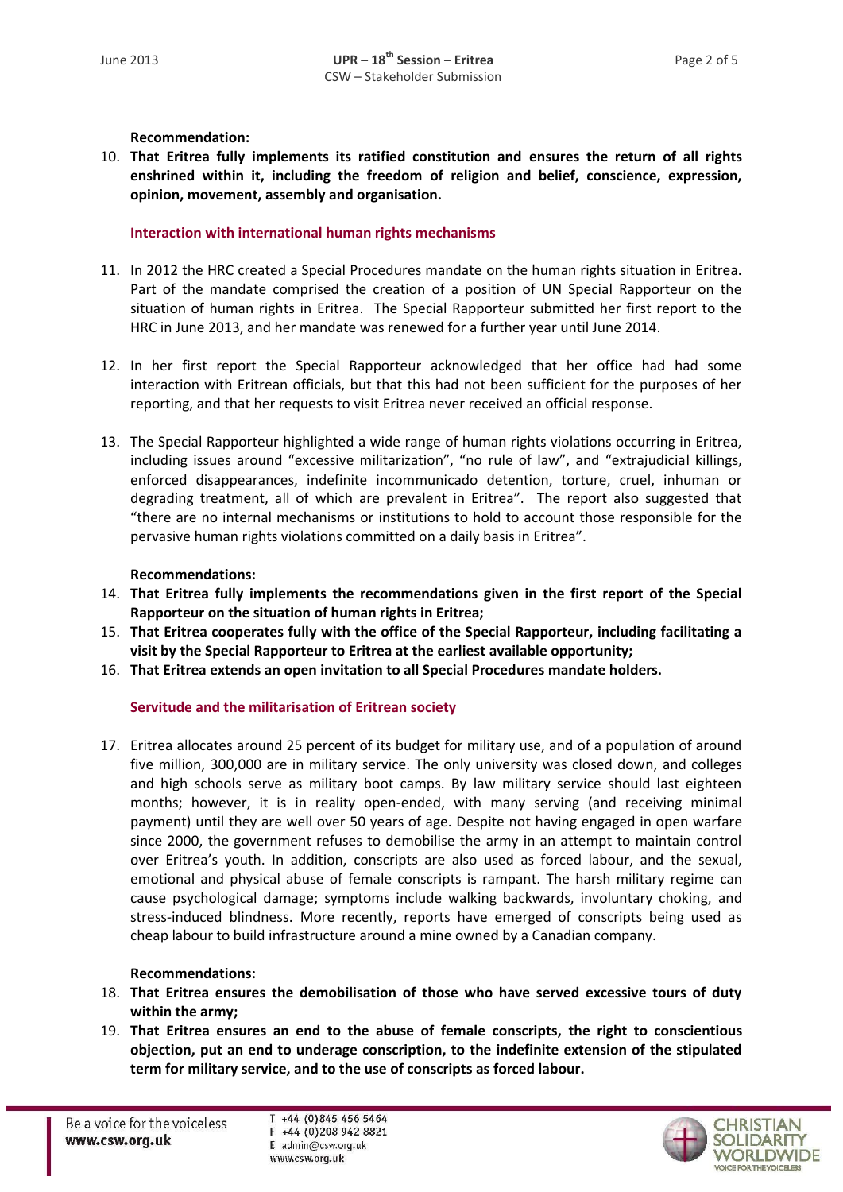**Recommendation:**

10. **That Eritrea fully implements its ratified constitution and ensures the return of all rights enshrined within it, including the freedom of religion and belief, conscience, expression, opinion, movement, assembly and organisation.**

### Interaction with international human rights mechanisms

11. In 2012 the HRC created a Special Procedures mandate on the human rights situation in Eritrea. Part of the mandate comprised the creation of a position of UN Special Rapporteur on the situation of human rights in Eritrea. The Special Rapporteur submitted her first report to the HRC in June 2013, and her mandate was renewed for a further year until June 2014.

12. In her first report the Special Rapporteur acknowledged that her office had had some interaction with Eritrean officials, but that this had not been sufficient for the purposes of her reporting, and that her requests to visit Eritrea never received an official response.

13. The Special Rapporteur highlighted a wide range of human rights violations occurring in Eritrea, including issues around "excessive militarization", "no rule of law", and "extrajudicial killings, enforced disappearances, indefinite incommunicado detention, torture, cruel, inhuman or degrading treatment, all of which are prevalent in Eritrea". The report also suggested that "there are no internal mechanisms or institutions to hold to account those responsible for the pervasive human rights violations committed on a daily basis in Eritrea".

**Recommendations:**

14. **That Eritrea fully implements the recommendations given in the first report of the Special Rapporteur on the situation of human rights in Eritrea;**
15. **That Eritrea cooperates fully with the office of the Special Rapporteur, including facilitating a visit by the Special Rapporteur to Eritrea at the earliest available opportunity;**
16. **That Eritrea extends an open invitation to all Special Procedures mandate holders.**

### Servitude and the militarisation of Eritrean society

17. Eritrea allocates around 25 percent of its budget for military use, and of a population of around five million, 300,000 are in military service. The only university was closed down, and colleges and high schools serve as military boot camps. By law military service should last eighteen months; however, it is in reality open-ended, with many serving (and receiving minimal payment) until they are well over 50 years of age. Despite not having engaged in open warfare since 2000, the government refuses to demobilise the army in an attempt to maintain control over Eritrea's youth. In addition, conscripts are also used as forced labour, and the sexual, emotional and physical abuse of female conscripts is rampant. The harsh military regime can cause psychological damage; symptoms include walking backwards, involuntary choking, and stress-induced blindness. More recently, reports have emerged of conscripts being used as cheap labour to build infrastructure around a mine owned by a Canadian company.

**Recommendations:**

18. **That Eritrea ensures the demobilisation of those who have served excessive tours of duty within the army;**
19. **That Eritrea ensures an end to the abuse of female conscripts, the right to conscientious objection, put an end to underage conscription, to the indefinite extension of the stipulated term for military service, and to the use of conscripts as forced labour.**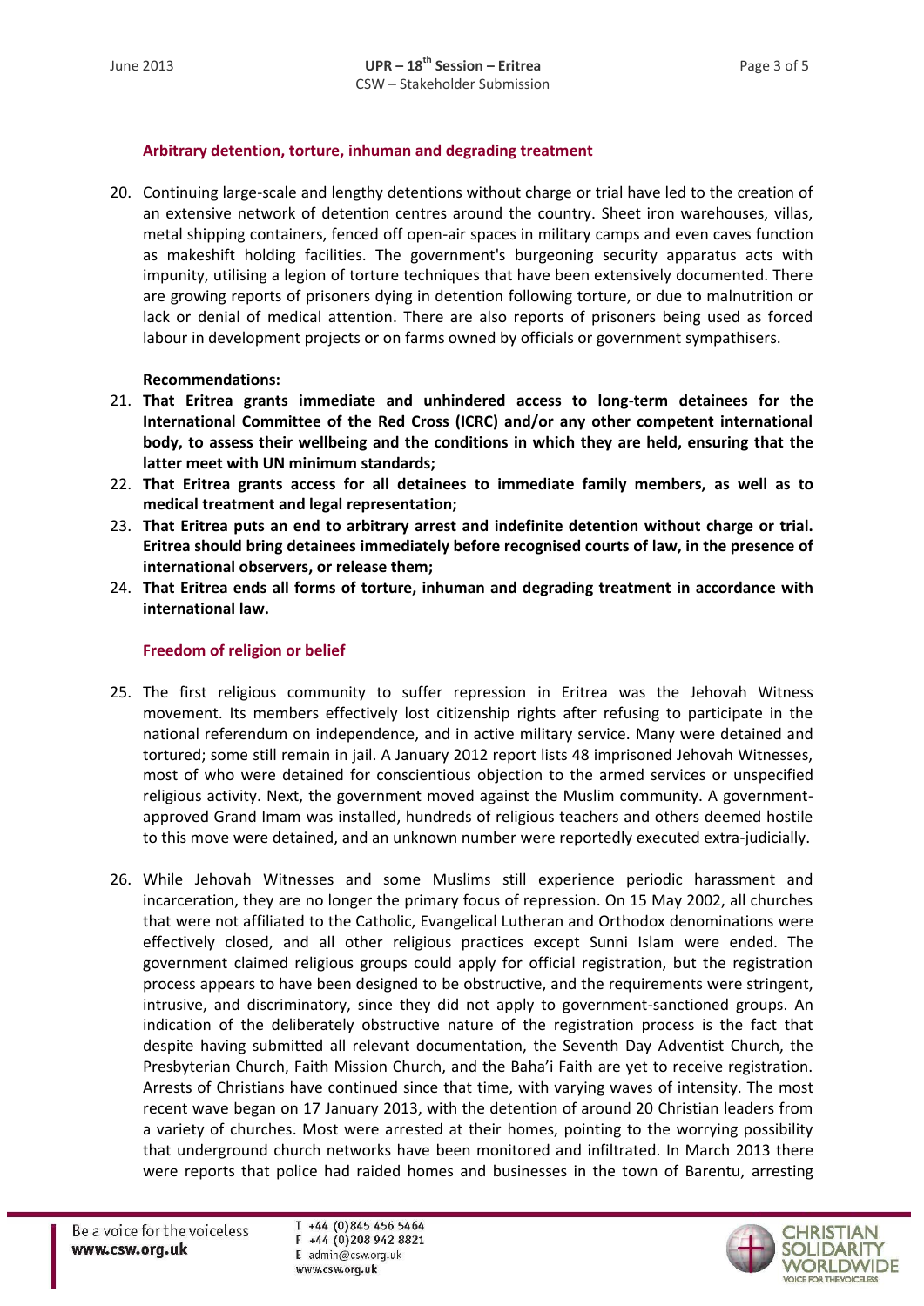### Arbitrary detention, torture, inhuman and degrading treatment

20. Continuing large-scale and lengthy detentions without charge or trial have led to the creation of an extensive network of detention centres around the country. Sheet iron warehouses, villas, metal shipping containers, fenced off open-air spaces in military camps and even caves function as makeshift holding facilities. The government's burgeoning security apparatus acts with impunity, utilising a legion of torture techniques that have been extensively documented. There are growing reports of prisoners dying in detention following torture, or due to malnutrition or lack or denial of medical attention. There are also reports of prisoners being used as forced labour in development projects or on farms owned by officials or government sympathisers.

**Recommendations:**

21. **That Eritrea grants immediate and unhindered access to long-term detainees for the International Committee of the Red Cross (ICRC) and/or any other competent international body, to assess their wellbeing and the conditions in which they are held, ensuring that the latter meet with UN minimum standards;**
22. **That Eritrea grants access for all detainees to immediate family members, as well as to medical treatment and legal representation;**
23. **That Eritrea puts an end to arbitrary arrest and indefinite detention without charge or trial. Eritrea should bring detainees immediately before recognised courts of law, in the presence of international observers, or release them;**
24. **That Eritrea ends all forms of torture, inhuman and degrading treatment in accordance with international law.**

### Freedom of religion or belief

25. The first religious community to suffer repression in Eritrea was the Jehovah Witness movement. Its members effectively lost citizenship rights after refusing to participate in the national referendum on independence, and in active military service. Many were detained and tortured; some still remain in jail. A January 2012 report lists 48 imprisoned Jehovah Witnesses, most of who were detained for conscientious objection to the armed services or unspecified religious activity. Next, the government moved against the Muslim community. A government-approved Grand Imam was installed, hundreds of religious teachers and others deemed hostile to this move were detained, and an unknown number were reportedly executed extra-judicially.

26. While Jehovah Witnesses and some Muslims still experience periodic harassment and incarceration, they are no longer the primary focus of repression. On 15 May 2002, all churches that were not affiliated to the Catholic, Evangelical Lutheran and Orthodox denominations were effectively closed, and all other religious practices except Sunni Islam were ended. The government claimed religious groups could apply for official registration, but the registration process appears to have been designed to be obstructive, and the requirements were stringent, intrusive, and discriminatory, since they did not apply to government-sanctioned groups. An indication of the deliberately obstructive nature of the registration process is the fact that despite having submitted all relevant documentation, the Seventh Day Adventist Church, the Presbyterian Church, Faith Mission Church, and the Baha'i Faith are yet to receive registration. Arrests of Christians have continued since that time, with varying waves of intensity. The most recent wave began on 17 January 2013, with the detention of around 20 Christian leaders from a variety of churches. Most were arrested at their homes, pointing to the worrying possibility that underground church networks have been monitored and infiltrated. In March 2013 there were reports that police had raided homes and businesses in the town of Barentu, arresting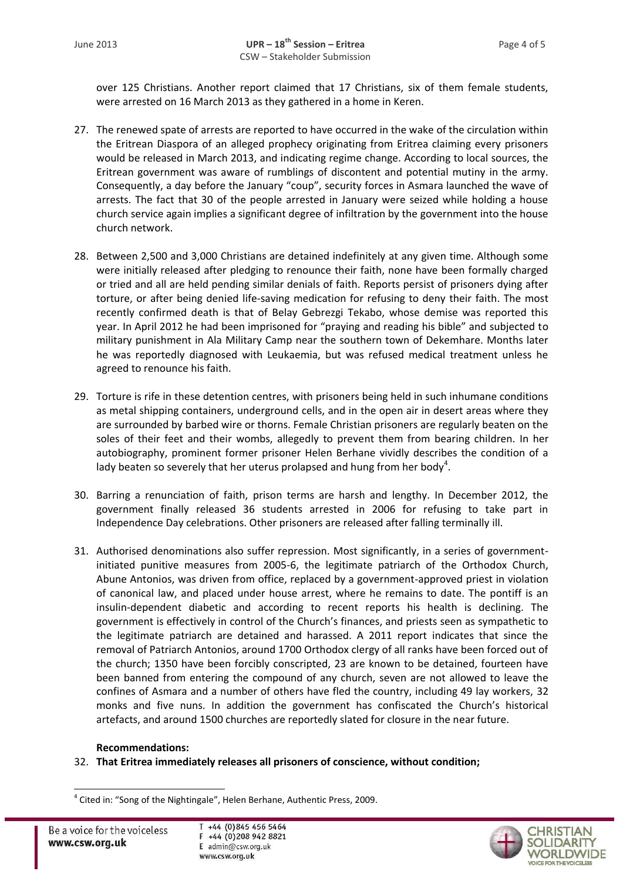over 125 Christians. Another report claimed that 17 Christians, six of them female students, were arrested on 16 March 2013 as they gathered in a home in Keren.

27. The renewed spate of arrests are reported to have occurred in the wake of the circulation within the Eritrean Diaspora of an alleged prophecy originating from Eritrea claiming every prisoners would be released in March 2013, and indicating regime change. According to local sources, the Eritrean government was aware of rumblings of discontent and potential mutiny in the army. Consequently, a day before the January "coup", security forces in Asmara launched the wave of arrests. The fact that 30 of the people arrested in January were seized while holding a house church service again implies a significant degree of infiltration by the government into the house church network.

28. Between 2,500 and 3,000 Christians are detained indefinitely at any given time. Although some were initially released after pledging to renounce their faith, none have been formally charged or tried and all are held pending similar denials of faith. Reports persist of prisoners dying after torture, or after being denied life-saving medication for refusing to deny their faith. The most recently confirmed death is that of Belay Gebrezgi Tekabo, whose demise was reported this year. In April 2012 he had been imprisoned for "praying and reading his bible" and subjected to military punishment in Ala Military Camp near the southern town of Dekemhare. Months later he was reportedly diagnosed with Leukaemia, but was refused medical treatment unless he agreed to renounce his faith.

29. Torture is rife in these detention centres, with prisoners being held in such inhumane conditions as metal shipping containers, underground cells, and in the open air in desert areas where they are surrounded by barbed wire or thorns. Female Christian prisoners are regularly beaten on the soles of their feet and their wombs, allegedly to prevent them from bearing children. In her autobiography, prominent former prisoner Helen Berhane vividly describes the condition of a lady beaten so severely that her uterus prolapsed and hung from her body[4].

30. Barring a renunciation of faith, prison terms are harsh and lengthy. In December 2012, the government finally released 36 students arrested in 2006 for refusing to take part in Independence Day celebrations. Other prisoners are released after falling terminally ill.

31. Authorised denominations also suffer repression. Most significantly, in a series of government-initiated punitive measures from 2005-6, the legitimate patriarch of the Orthodox Church, Abune Antonios, was driven from office, replaced by a government-approved priest in violation of canonical law, and placed under house arrest, where he remains to date. The pontiff is an insulin-dependent diabetic and according to recent reports his health is declining. The government is effectively in control of the Church's finances, and priests seen as sympathetic to the legitimate patriarch are detained and harassed. A 2011 report indicates that since the removal of Patriarch Antonios, around 1700 Orthodox clergy of all ranks have been forced out of the church; 1350 have been forcibly conscripted, 23 are known to be detained, fourteen have been banned from entering the compound of any church, seven are not allowed to leave the confines of Asmara and a number of others have fled the country, including 49 lay workers, 32 monks and five nuns. In addition the government has confiscated the Church's historical artefacts, and around 1500 churches are reportedly slated for closure in the near future.

**Recommendations:**

32. **That Eritrea immediately releases all prisoners of conscience, without condition;**

[4] Cited in: "Song of the Nightingale", Helen Berhane, Authentic Press, 2009.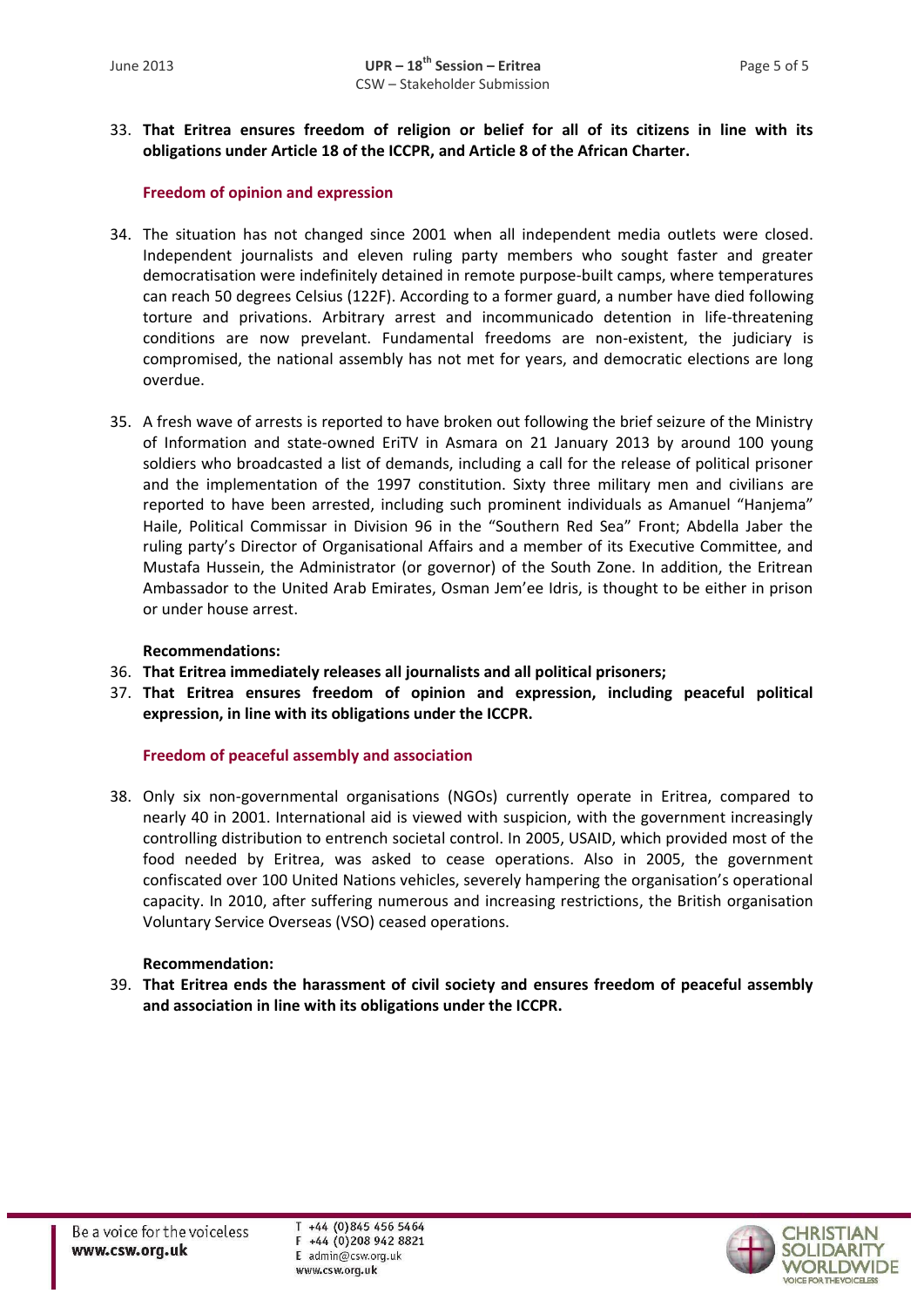33. **That Eritrea ensures freedom of religion or belief for all of its citizens in line with its obligations under Article 18 of the ICCPR, and Article 8 of the African Charter.**

### Freedom of opinion and expression

34. The situation has not changed since 2001 when all independent media outlets were closed. Independent journalists and eleven ruling party members who sought faster and greater democratisation were indefinitely detained in remote purpose-built camps, where temperatures can reach 50 degrees Celsius (122F). According to a former guard, a number have died following torture and privations. Arbitrary arrest and incommunicado detention in life-threatening conditions are now prevelant. Fundamental freedoms are non-existent, the judiciary is compromised, the national assembly has not met for years, and democratic elections are long overdue.

35. A fresh wave of arrests is reported to have broken out following the brief seizure of the Ministry of Information and state-owned EriTV in Asmara on 21 January 2013 by around 100 young soldiers who broadcasted a list of demands, including a call for the release of political prisoner and the implementation of the 1997 constitution. Sixty three military men and civilians are reported to have been arrested, including such prominent individuals as Amanuel "Hanjema" Haile, Political Commissar in Division 96 in the "Southern Red Sea" Front; Abdella Jaber the ruling party's Director of Organisational Affairs and a member of its Executive Committee, and Mustafa Hussein, the Administrator (or governor) of the South Zone. In addition, the Eritrean Ambassador to the United Arab Emirates, Osman Jem'ee Idris, is thought to be either in prison or under house arrest.

**Recommendations:**

36. **That Eritrea immediately releases all journalists and all political prisoners;**
37. **That Eritrea ensures freedom of opinion and expression, including peaceful political expression, in line with its obligations under the ICCPR.**

### Freedom of peaceful assembly and association

38. Only six non-governmental organisations (NGOs) currently operate in Eritrea, compared to nearly 40 in 2001. International aid is viewed with suspicion, with the government increasingly controlling distribution to entrench societal control. In 2005, USAID, which provided most of the food needed by Eritrea, was asked to cease operations. Also in 2005, the government confiscated over 100 United Nations vehicles, severely hampering the organisation's operational capacity. In 2010, after suffering numerous and increasing restrictions, the British organisation Voluntary Service Overseas (VSO) ceased operations.

**Recommendation:**

39. **That Eritrea ends the harassment of civil society and ensures freedom of peaceful assembly and association in line with its obligations under the ICCPR.**